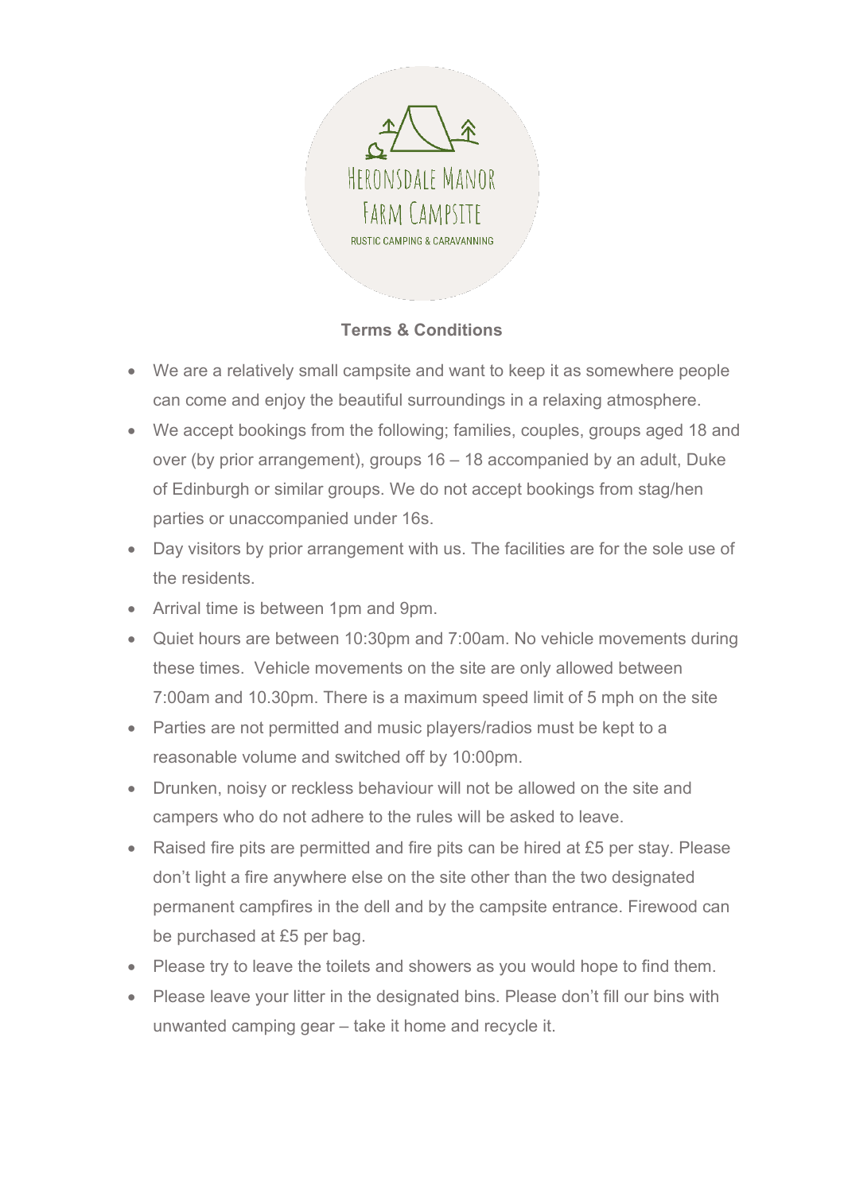Heronsdale Manor Farm Campsite

RUSTIC CAMPING & CARAVANNING

**Terms & Conditions**

- We are a relatively small campsite and want to keep it as somewhere people can come and enjoy the beautiful surroundings in a relaxing atmosphere.
- We accept bookings from the following; families, couples, groups aged 18 and over (by prior arrangement), groups 16 – 18 accompanied by an adult, Duke of Edinburgh or similar groups. We do not accept bookings from stag/hen parties or unaccompanied under 16s.
- Day visitors by prior arrangement with us. The facilities are for the sole use of the residents.
- Arrival time is between 1pm and 9pm.
- Quiet hours are between 10:30pm and 7:00am. No vehicle movements during these times. Vehicle movements on the site are only allowed between 7:00am and 10.30pm. There is a maximum speed limit of 5 mph on the site
- Parties are not permitted and music players/radios must be kept to a reasonable volume and switched off by 10:00pm.
- Drunken, noisy or reckless behaviour will not be allowed on the site and campers who do not adhere to the rules will be asked to leave.
- Raised fire pits are permitted and fire pits can be hired at £5 per stay. Please don't light a fire anywhere else on the site other than the two designated permanent campfires in the dell and by the campsite entrance. Firewood can be purchased at £5 per bag.
- Please try to leave the toilets and showers as you would hope to find them.
- Please leave your litter in the designated bins. Please don't fill our bins with unwanted camping gear – take it home and recycle it.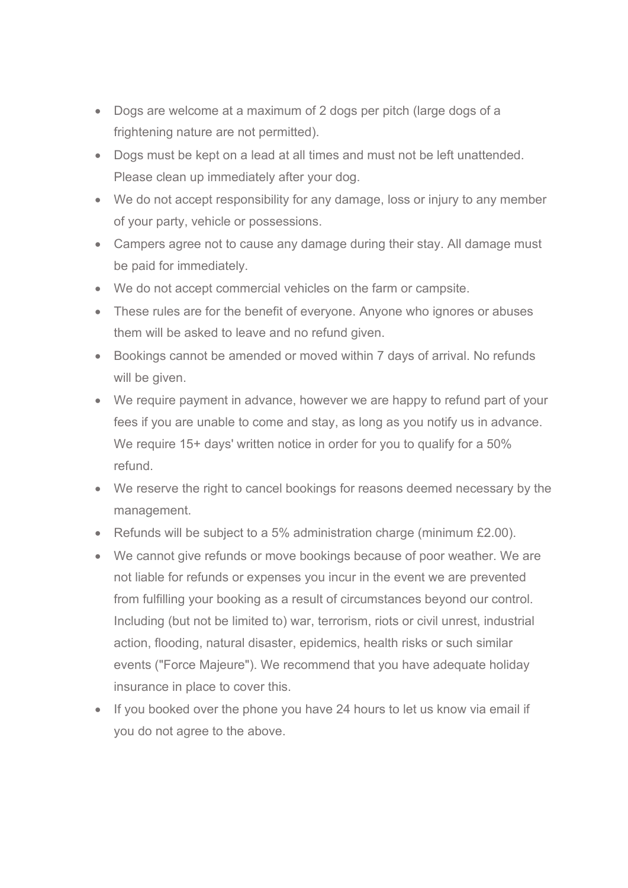- Dogs are welcome at a maximum of 2 dogs per pitch (large dogs of a frightening nature are not permitted).
- Dogs must be kept on a lead at all times and must not be left unattended. Please clean up immediately after your dog.
- We do not accept responsibility for any damage, loss or injury to any member of your party, vehicle or possessions.
- Campers agree not to cause any damage during their stay. All damage must be paid for immediately.
- We do not accept commercial vehicles on the farm or campsite.
- These rules are for the benefit of everyone. Anyone who ignores or abuses them will be asked to leave and no refund given.
- Bookings cannot be amended or moved within 7 days of arrival. No refunds will be given.
- We require payment in advance, however we are happy to refund part of your fees if you are unable to come and stay, as long as you notify us in advance. We require 15+ days' written notice in order for you to qualify for a 50% refund.
- We reserve the right to cancel bookings for reasons deemed necessary by the management.
- Refunds will be subject to a 5% administration charge (minimum £2.00).
- We cannot give refunds or move bookings because of poor weather. We are not liable for refunds or expenses you incur in the event we are prevented from fulfilling your booking as a result of circumstances beyond our control. Including (but not be limited to) war, terrorism, riots or civil unrest, industrial action, flooding, natural disaster, epidemics, health risks or such similar events ("Force Majeure"). We recommend that you have adequate holiday insurance in place to cover this.
- If you booked over the phone you have 24 hours to let us know via email if you do not agree to the above.